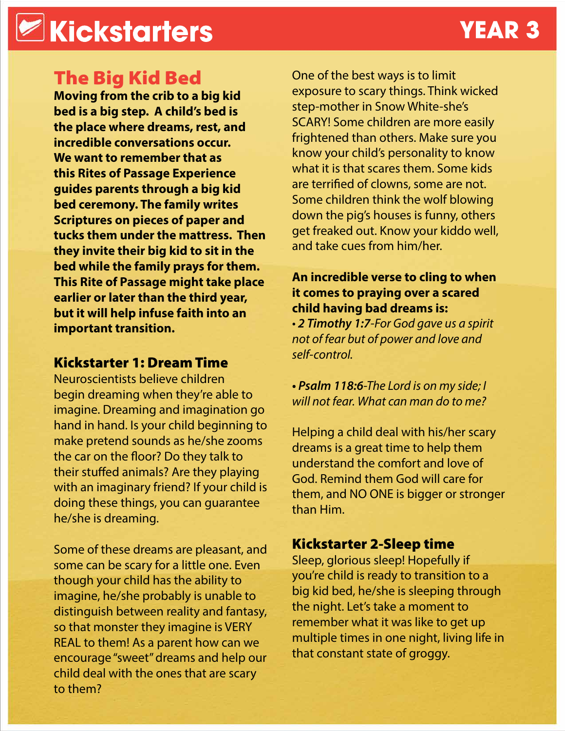# Kickstarters YEAR 3

## The Big Kid Bed

**Moving from the crib to a big kid bed is a big step. A child's bed is the place where dreams, rest, and incredible conversations occur. We want to remember that as this Rites of Passage Experience guides parents through a big kid bed ceremony. The family writes Scriptures on pieces of paper and tucks them under the mattress. Then they invite their big kid to sit in the bed while the family prays for them. This Rite of Passage might take place earlier or later than the third year, but it will help infuse faith into an important transition.**

### Kickstarter 1: Dream Time

Neuroscientists believe children begin dreaming when they're able to imagine. Dreaming and imagination go hand in hand. Is your child beginning to make pretend sounds as he/she zooms the car on the floor? Do they talk to their stuffed animals? Are they playing with an imaginary friend? If your child is doing these things, you can guarantee he/she is dreaming.

Some of these dreams are pleasant, and some can be scary for a little one. Even though your child has the ability to imagine, he/she probably is unable to distinguish between reality and fantasy, so that monster they imagine is VERY REAL to them! As a parent how can we encourage "sweet" dreams and help our child deal with the ones that are scary to them?

One of the best ways is to limit exposure to scary things. Think wicked step-mother in Snow White-she's SCARY! Some children are more easily frightened than others. Make sure you know your child's personality to know what it is that scares them. Some kids are terrified of clowns, some are not. Some children think the wolf blowing down the pig's houses is funny, others get freaked out. Know your kiddo well, and take cues from him/her.

**An incredible verse to cling to when it comes to praying over a scared child having bad dreams is:**

- ***2 Timothy 1:7**-For God gave us a spirit not of fear but of power and love and self-control.*
- ***Psalm 118:6**-The Lord is on my side; I will not fear. What can man do to me?*

Helping a child deal with his/her scary dreams is a great time to help them understand the comfort and love of God. Remind them God will care for them, and NO ONE is bigger or stronger than Him.

### Kickstarter 2-Sleep time

Sleep, glorious sleep! Hopefully if you're child is ready to transition to a big kid bed, he/she is sleeping through the night. Let's take a moment to remember what it was like to get up multiple times in one night, living life in that constant state of groggy.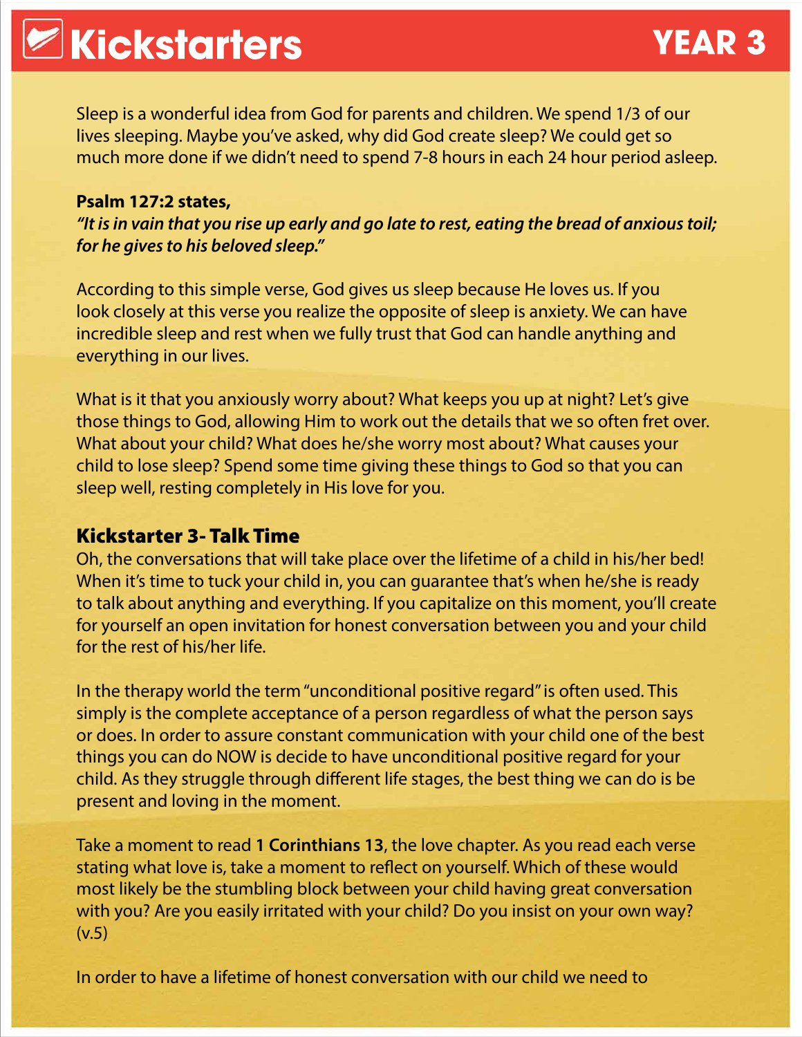Sleep is a wonderful idea from God for parents and children. We spend 1/3 of our lives sleeping. Maybe you've asked, why did God create sleep? We could get so much more done if we didn't need to spend 7-8 hours in each 24 hour period asleep.

**Psalm 127:2 states,**
***"It is in vain that you rise up early and go late to rest, eating the bread of anxious toil; for he gives to his beloved sleep."***

According to this simple verse, God gives us sleep because He loves us. If you look closely at this verse you realize the opposite of sleep is anxiety. We can have incredible sleep and rest when we fully trust that God can handle anything and everything in our lives.

What is it that you anxiously worry about? What keeps you up at night? Let's give those things to God, allowing Him to work out the details that we so often fret over. What about your child? What does he/she worry most about? What causes your child to lose sleep? Spend some time giving these things to God so that you can sleep well, resting completely in His love for you.

## Kickstarter 3- Talk Time

Oh, the conversations that will take place over the lifetime of a child in his/her bed! When it's time to tuck your child in, you can guarantee that's when he/she is ready to talk about anything and everything. If you capitalize on this moment, you'll create for yourself an open invitation for honest conversation between you and your child for the rest of his/her life.

In the therapy world the term "unconditional positive regard" is often used. This simply is the complete acceptance of a person regardless of what the person says or does. In order to assure constant communication with your child one of the best things you can do NOW is decide to have unconditional positive regard for your child. As they struggle through different life stages, the best thing we can do is be present and loving in the moment.

Take a moment to read **1 Corinthians 13**, the love chapter. As you read each verse stating what love is, take a moment to reflect on yourself. Which of these would most likely be the stumbling block between your child having great conversation with you? Are you easily irritated with your child? Do you insist on your own way? (v.5)

In order to have a lifetime of honest conversation with our child we need to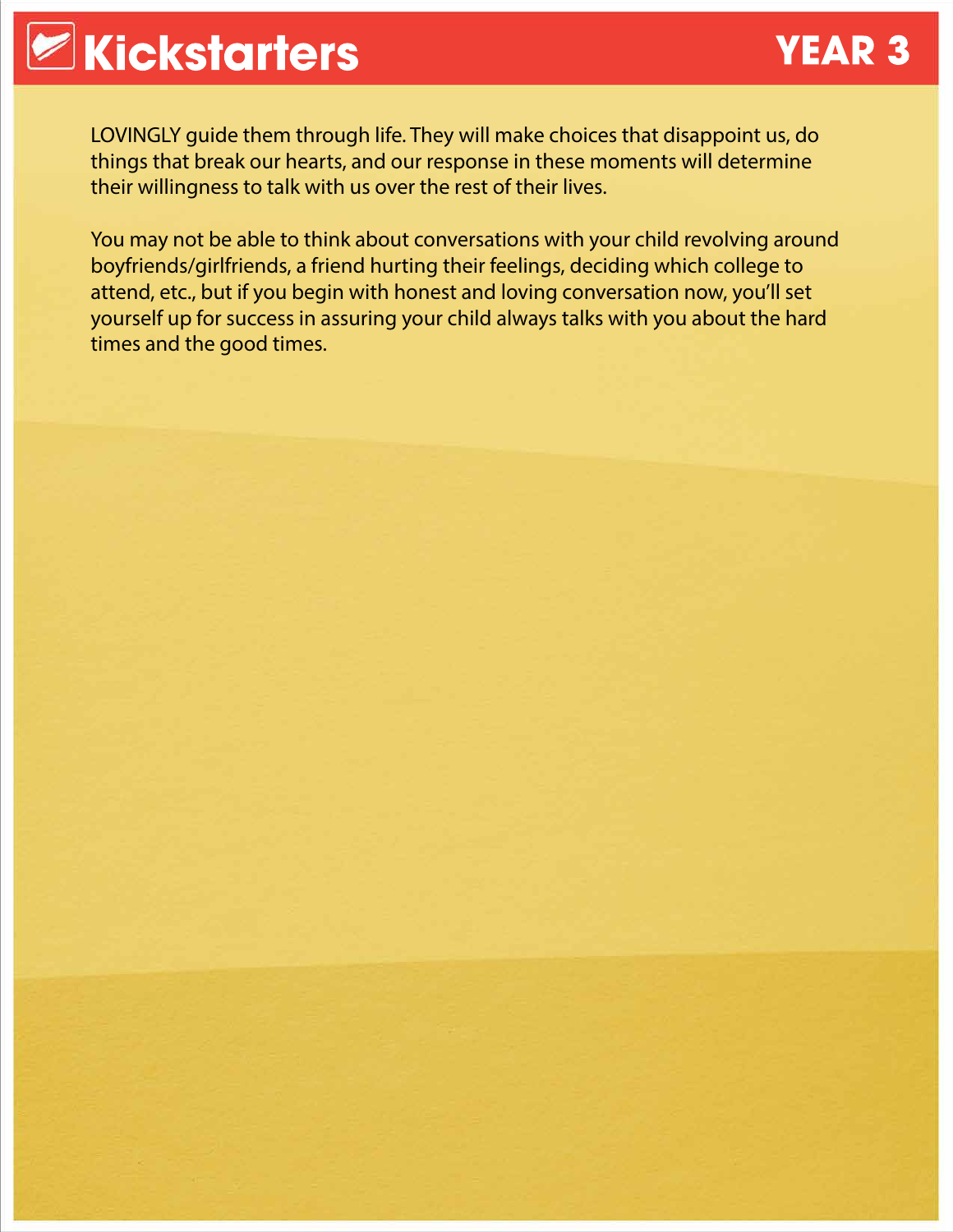LOVINGLY guide them through life. They will make choices that disappoint us, do things that break our hearts, and our response in these moments will determine their willingness to talk with us over the rest of their lives.

You may not be able to think about conversations with your child revolving around boyfriends/girlfriends, a friend hurting their feelings, deciding which college to attend, etc., but if you begin with honest and loving conversation now, you'll set yourself up for success in assuring your child always talks with you about the hard times and the good times.